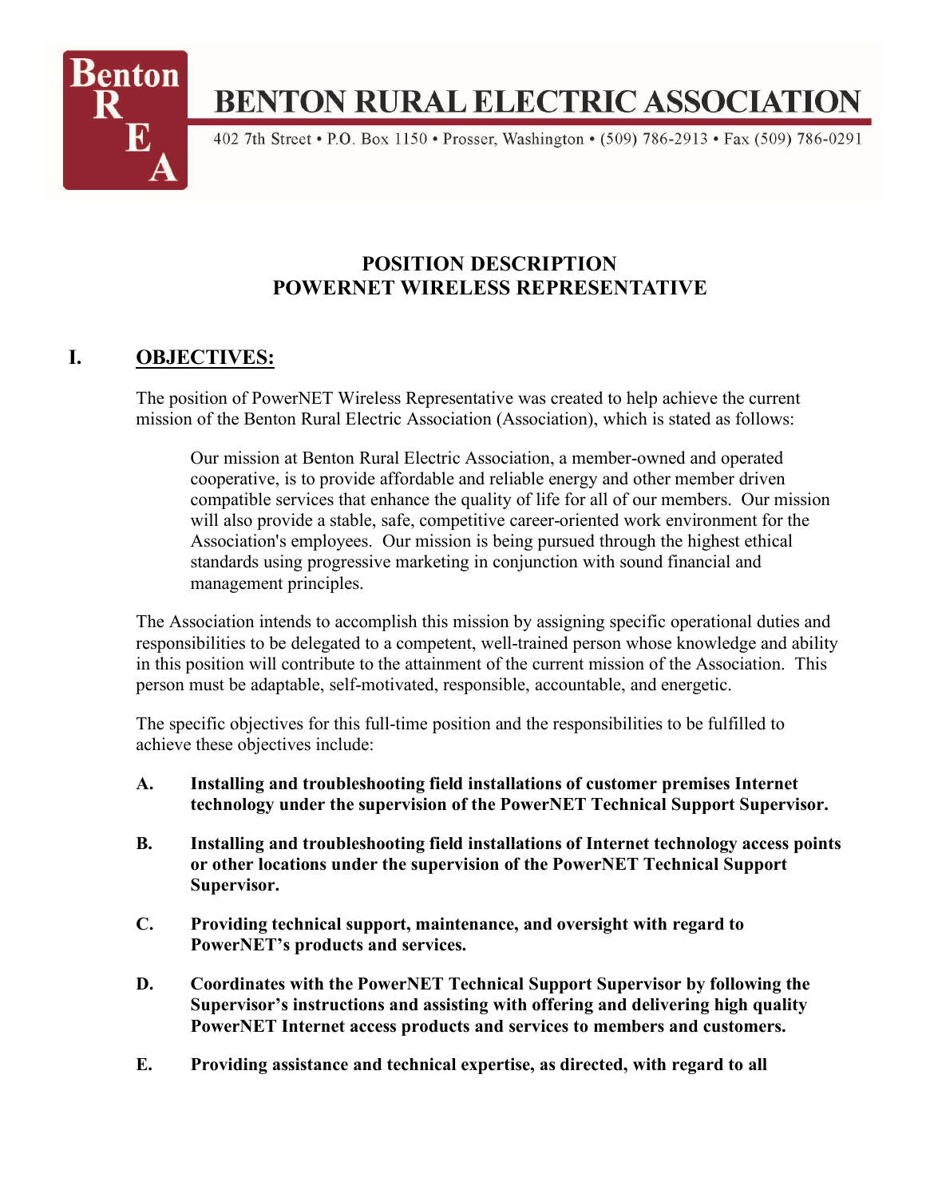# BENTON RURAL ELECTRIC ASSOCIATION

402 7th Street • P.O. Box 1150 • Prosser, Washington • (509) 786-2913 • Fax (509) 786-0291

## POSITION DESCRIPTION
## POWERNET WIRELESS REPRESENTATIVE

## I. OBJECTIVES:

The position of PowerNET Wireless Representative was created to help achieve the current mission of the Benton Rural Electric Association (Association), which is stated as follows:

> Our mission at Benton Rural Electric Association, a member-owned and operated cooperative, is to provide affordable and reliable energy and other member driven compatible services that enhance the quality of life for all of our members. Our mission will also provide a stable, safe, competitive career-oriented work environment for the Association's employees. Our mission is being pursued through the highest ethical standards using progressive marketing in conjunction with sound financial and management principles.

The Association intends to accomplish this mission by assigning specific operational duties and responsibilities to be delegated to a competent, well-trained person whose knowledge and ability in this position will contribute to the attainment of the current mission of the Association. This person must be adaptable, self-motivated, responsible, accountable, and energetic.

The specific objectives for this full-time position and the responsibilities to be fulfilled to achieve these objectives include:

**A. Installing and troubleshooting field installations of customer premises Internet technology under the supervision of the PowerNET Technical Support Supervisor.**

**B. Installing and troubleshooting field installations of Internet technology access points or other locations under the supervision of the PowerNET Technical Support Supervisor.**

**C. Providing technical support, maintenance, and oversight with regard to PowerNET's products and services.**

**D. Coordinates with the PowerNET Technical Support Supervisor by following the Supervisor's instructions and assisting with offering and delivering high quality PowerNET Internet access products and services to members and customers.**

**E. Providing assistance and technical expertise, as directed, with regard to all**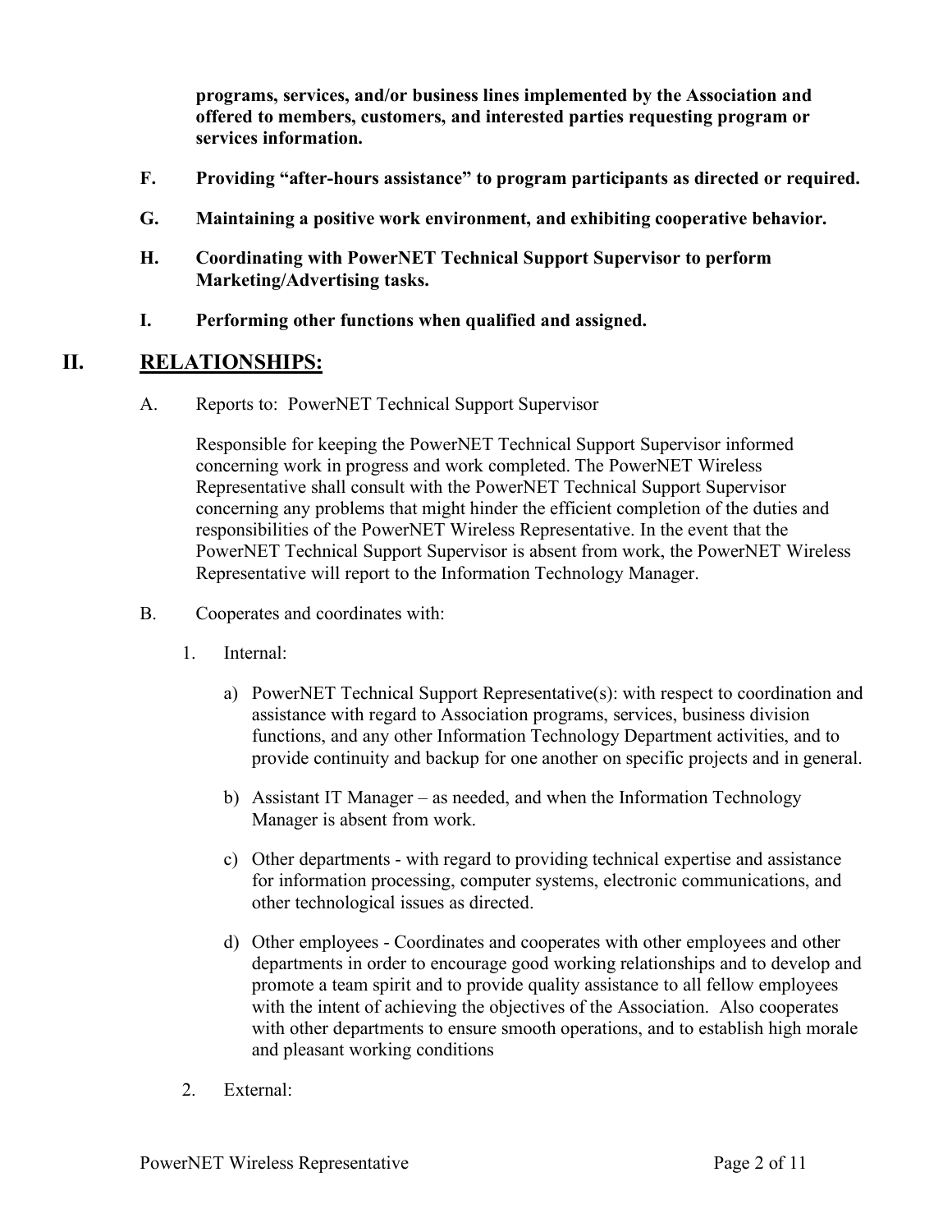**programs, services, and/or business lines implemented by the Association and offered to members, customers, and interested parties requesting program or services information.**

**F. Providing "after-hours assistance" to program participants as directed or required.**

**G. Maintaining a positive work environment, and exhibiting cooperative behavior.**

**H. Coordinating with PowerNET Technical Support Supervisor to perform Marketing/Advertising tasks.**

**I. Performing other functions when qualified and assigned.**

## II. RELATIONSHIPS:

A. Reports to: PowerNET Technical Support Supervisor

Responsible for keeping the PowerNET Technical Support Supervisor informed concerning work in progress and work completed. The PowerNET Wireless Representative shall consult with the PowerNET Technical Support Supervisor concerning any problems that might hinder the efficient completion of the duties and responsibilities of the PowerNET Wireless Representative. In the event that the PowerNET Technical Support Supervisor is absent from work, the PowerNET Wireless Representative will report to the Information Technology Manager.

B. Cooperates and coordinates with:

1. Internal:

   a) PowerNET Technical Support Representative(s): with respect to coordination and assistance with regard to Association programs, services, business division functions, and any other Information Technology Department activities, and to provide continuity and backup for one another on specific projects and in general.

   b) Assistant IT Manager – as needed, and when the Information Technology Manager is absent from work.

   c) Other departments - with regard to providing technical expertise and assistance for information processing, computer systems, electronic communications, and other technological issues as directed.

   d) Other employees - Coordinates and cooperates with other employees and other departments in order to encourage good working relationships and to develop and promote a team spirit and to provide quality assistance to all fellow employees with the intent of achieving the objectives of the Association. Also cooperates with other departments to ensure smooth operations, and to establish high morale and pleasant working conditions

2. External: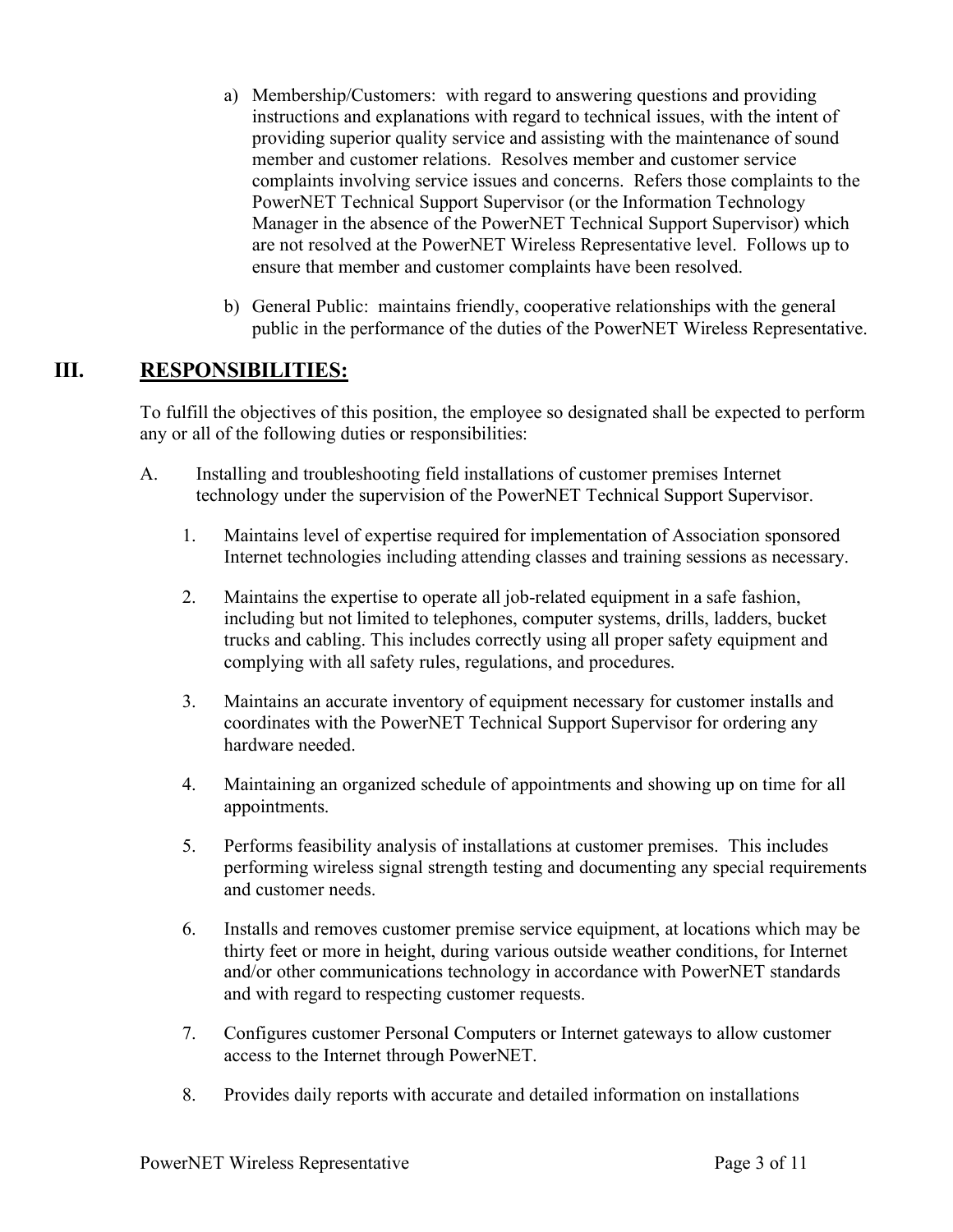a) Membership/Customers: with regard to answering questions and providing instructions and explanations with regard to technical issues, with the intent of providing superior quality service and assisting with the maintenance of sound member and customer relations. Resolves member and customer service complaints involving service issues and concerns. Refers those complaints to the PowerNET Technical Support Supervisor (or the Information Technology Manager in the absence of the PowerNET Technical Support Supervisor) which are not resolved at the PowerNET Wireless Representative level. Follows up to ensure that member and customer complaints have been resolved.

b) General Public: maintains friendly, cooperative relationships with the general public in the performance of the duties of the PowerNET Wireless Representative.

## III. **RESPONSIBILITIES:**

To fulfill the objectives of this position, the employee so designated shall be expected to perform any or all of the following duties or responsibilities:

A. Installing and troubleshooting field installations of customer premises Internet technology under the supervision of the PowerNET Technical Support Supervisor.

1. Maintains level of expertise required for implementation of Association sponsored Internet technologies including attending classes and training sessions as necessary.

2. Maintains the expertise to operate all job-related equipment in a safe fashion, including but not limited to telephones, computer systems, drills, ladders, bucket trucks and cabling. This includes correctly using all proper safety equipment and complying with all safety rules, regulations, and procedures.

3. Maintains an accurate inventory of equipment necessary for customer installs and coordinates with the PowerNET Technical Support Supervisor for ordering any hardware needed.

4. Maintaining an organized schedule of appointments and showing up on time for all appointments.

5. Performs feasibility analysis of installations at customer premises. This includes performing wireless signal strength testing and documenting any special requirements and customer needs.

6. Installs and removes customer premise service equipment, at locations which may be thirty feet or more in height, during various outside weather conditions, for Internet and/or other communications technology in accordance with PowerNET standards and with regard to respecting customer requests.

7. Configures customer Personal Computers or Internet gateways to allow customer access to the Internet through PowerNET.

8. Provides daily reports with accurate and detailed information on installations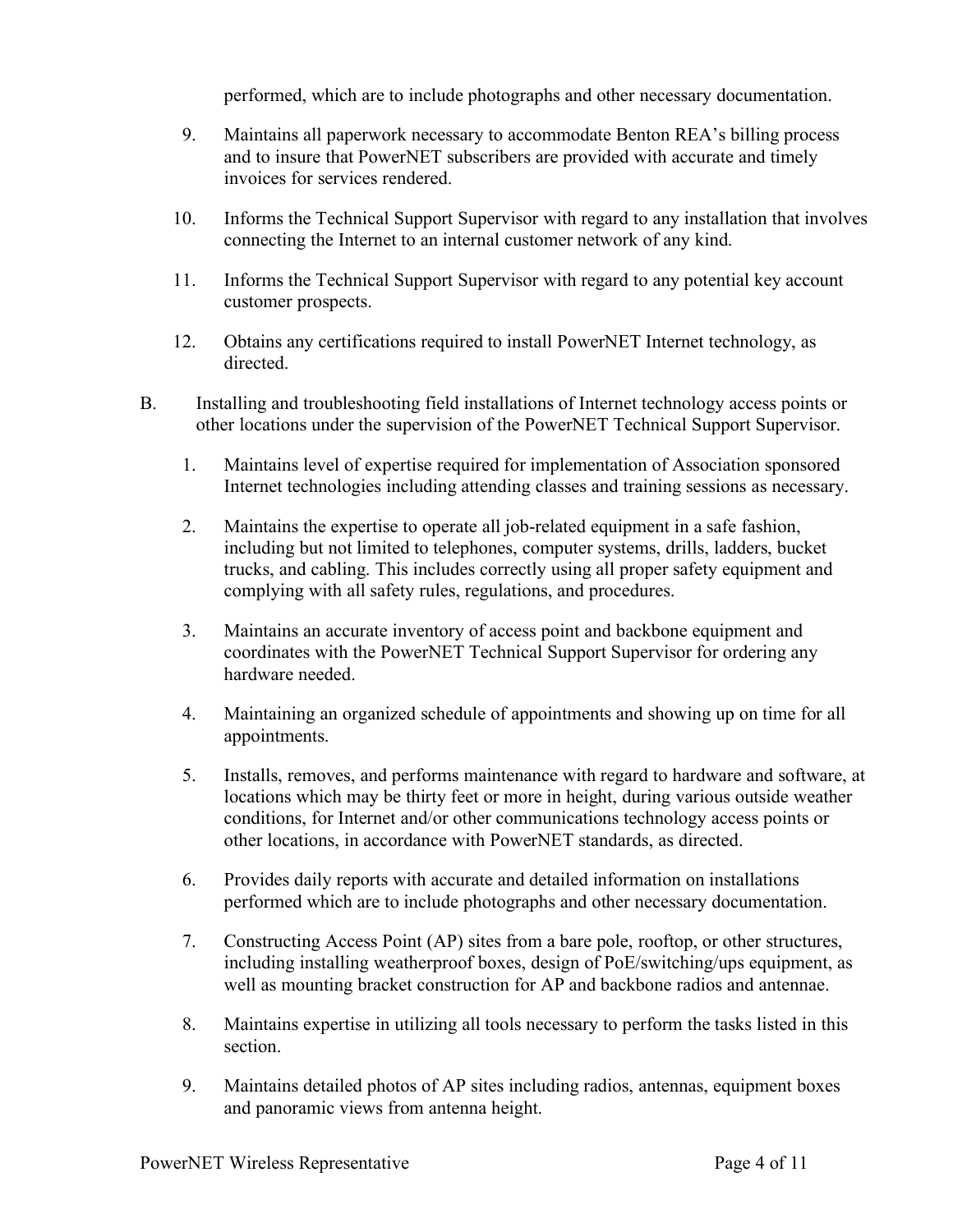performed, which are to include photographs and other necessary documentation.

9. Maintains all paperwork necessary to accommodate Benton REA's billing process and to insure that PowerNET subscribers are provided with accurate and timely invoices for services rendered.

10. Informs the Technical Support Supervisor with regard to any installation that involves connecting the Internet to an internal customer network of any kind.

11. Informs the Technical Support Supervisor with regard to any potential key account customer prospects.

12. Obtains any certifications required to install PowerNET Internet technology, as directed.

B. Installing and troubleshooting field installations of Internet technology access points or other locations under the supervision of the PowerNET Technical Support Supervisor.

1. Maintains level of expertise required for implementation of Association sponsored Internet technologies including attending classes and training sessions as necessary.

2. Maintains the expertise to operate all job-related equipment in a safe fashion, including but not limited to telephones, computer systems, drills, ladders, bucket trucks, and cabling. This includes correctly using all proper safety equipment and complying with all safety rules, regulations, and procedures.

3. Maintains an accurate inventory of access point and backbone equipment and coordinates with the PowerNET Technical Support Supervisor for ordering any hardware needed.

4. Maintaining an organized schedule of appointments and showing up on time for all appointments.

5. Installs, removes, and performs maintenance with regard to hardware and software, at locations which may be thirty feet or more in height, during various outside weather conditions, for Internet and/or other communications technology access points or other locations, in accordance with PowerNET standards, as directed.

6. Provides daily reports with accurate and detailed information on installations performed which are to include photographs and other necessary documentation.

7. Constructing Access Point (AP) sites from a bare pole, rooftop, or other structures, including installing weatherproof boxes, design of PoE/switching/ups equipment, as well as mounting bracket construction for AP and backbone radios and antennae.

8. Maintains expertise in utilizing all tools necessary to perform the tasks listed in this section.

9. Maintains detailed photos of AP sites including radios, antennas, equipment boxes and panoramic views from antenna height.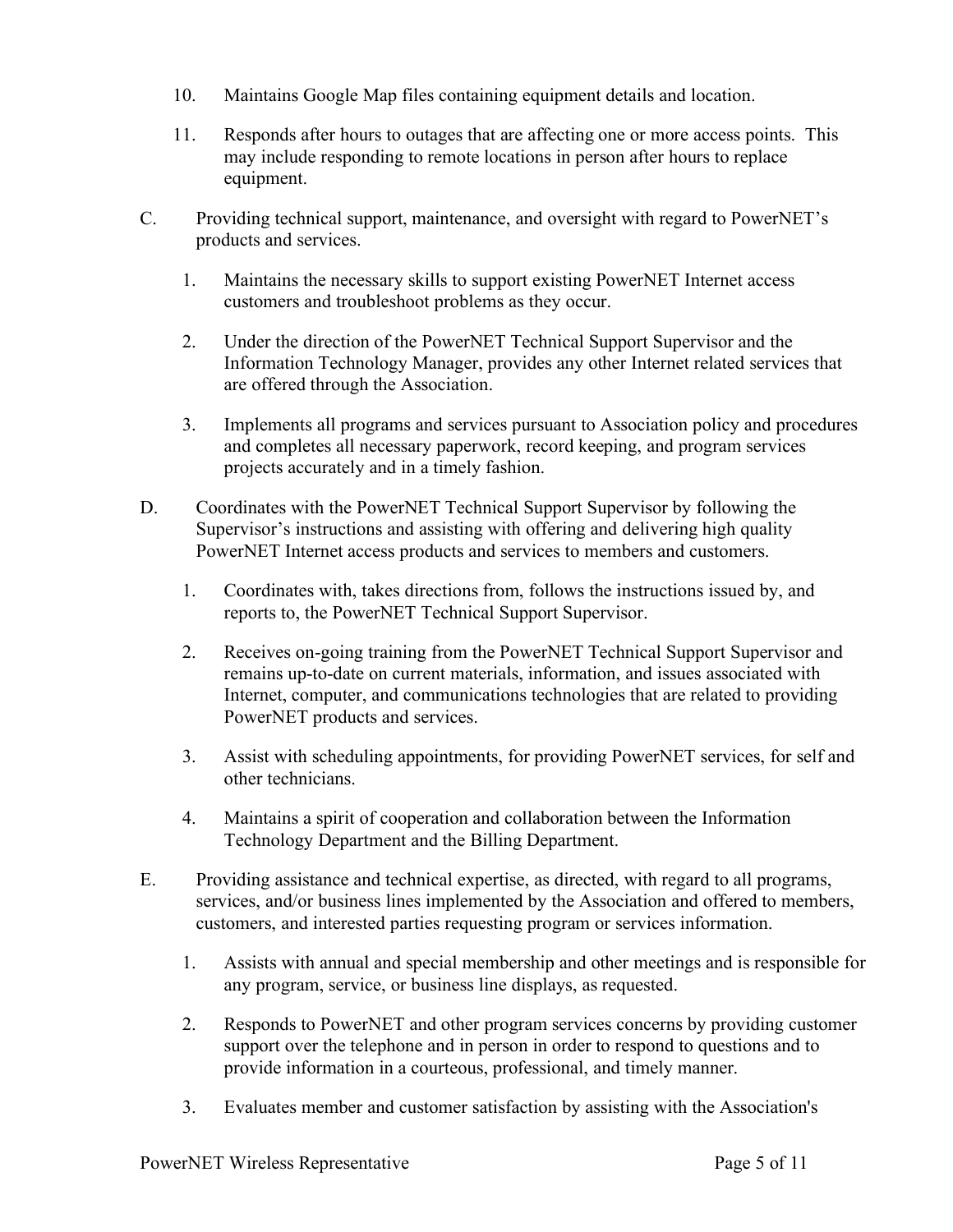10. Maintains Google Map files containing equipment details and location.

11. Responds after hours to outages that are affecting one or more access points. This may include responding to remote locations in person after hours to replace equipment.

C. Providing technical support, maintenance, and oversight with regard to PowerNET's products and services.

   1. Maintains the necessary skills to support existing PowerNET Internet access customers and troubleshoot problems as they occur.

   2. Under the direction of the PowerNET Technical Support Supervisor and the Information Technology Manager, provides any other Internet related services that are offered through the Association.

   3. Implements all programs and services pursuant to Association policy and procedures and completes all necessary paperwork, record keeping, and program services projects accurately and in a timely fashion.

D. Coordinates with the PowerNET Technical Support Supervisor by following the Supervisor's instructions and assisting with offering and delivering high quality PowerNET Internet access products and services to members and customers.

   1. Coordinates with, takes directions from, follows the instructions issued by, and reports to, the PowerNET Technical Support Supervisor.

   2. Receives on-going training from the PowerNET Technical Support Supervisor and remains up-to-date on current materials, information, and issues associated with Internet, computer, and communications technologies that are related to providing PowerNET products and services.

   3. Assist with scheduling appointments, for providing PowerNET services, for self and other technicians.

   4. Maintains a spirit of cooperation and collaboration between the Information Technology Department and the Billing Department.

E. Providing assistance and technical expertise, as directed, with regard to all programs, services, and/or business lines implemented by the Association and offered to members, customers, and interested parties requesting program or services information.

   1. Assists with annual and special membership and other meetings and is responsible for any program, service, or business line displays, as requested.

   2. Responds to PowerNET and other program services concerns by providing customer support over the telephone and in person in order to respond to questions and to provide information in a courteous, professional, and timely manner.

   3. Evaluates member and customer satisfaction by assisting with the Association's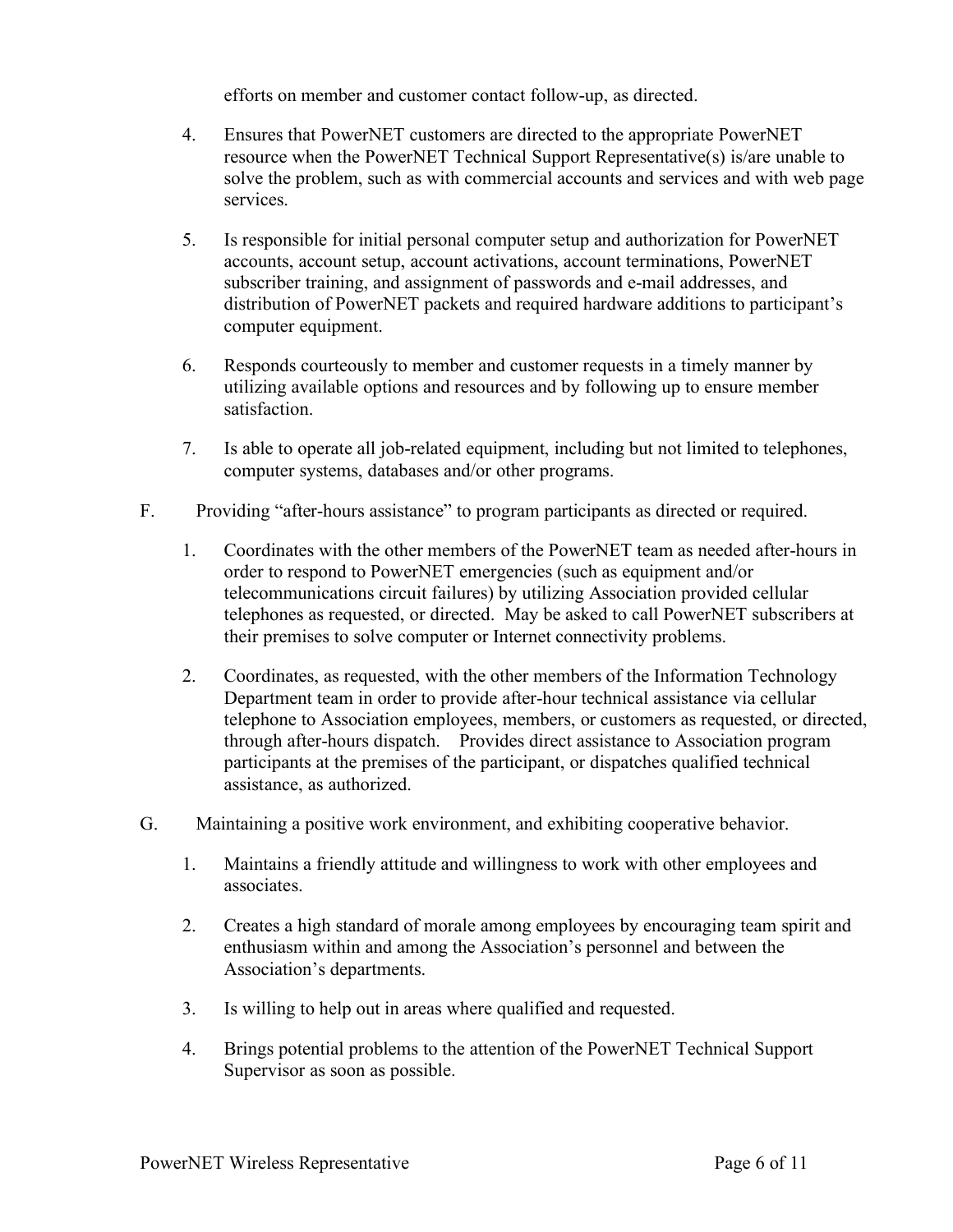efforts on member and customer contact follow-up, as directed.

4. Ensures that PowerNET customers are directed to the appropriate PowerNET resource when the PowerNET Technical Support Representative(s) is/are unable to solve the problem, such as with commercial accounts and services and with web page services.

5. Is responsible for initial personal computer setup and authorization for PowerNET accounts, account setup, account activations, account terminations, PowerNET subscriber training, and assignment of passwords and e-mail addresses, and distribution of PowerNET packets and required hardware additions to participant's computer equipment.

6. Responds courteously to member and customer requests in a timely manner by utilizing available options and resources and by following up to ensure member satisfaction.

7. Is able to operate all job-related equipment, including but not limited to telephones, computer systems, databases and/or other programs.

F. Providing "after-hours assistance" to program participants as directed or required.

   1. Coordinates with the other members of the PowerNET team as needed after-hours in order to respond to PowerNET emergencies (such as equipment and/or telecommunications circuit failures) by utilizing Association provided cellular telephones as requested, or directed. May be asked to call PowerNET subscribers at their premises to solve computer or Internet connectivity problems.

   2. Coordinates, as requested, with the other members of the Information Technology Department team in order to provide after-hour technical assistance via cellular telephone to Association employees, members, or customers as requested, or directed, through after-hours dispatch. Provides direct assistance to Association program participants at the premises of the participant, or dispatches qualified technical assistance, as authorized.

G. Maintaining a positive work environment, and exhibiting cooperative behavior.

   1. Maintains a friendly attitude and willingness to work with other employees and associates.

   2. Creates a high standard of morale among employees by encouraging team spirit and enthusiasm within and among the Association's personnel and between the Association's departments.

   3. Is willing to help out in areas where qualified and requested.

   4. Brings potential problems to the attention of the PowerNET Technical Support Supervisor as soon as possible.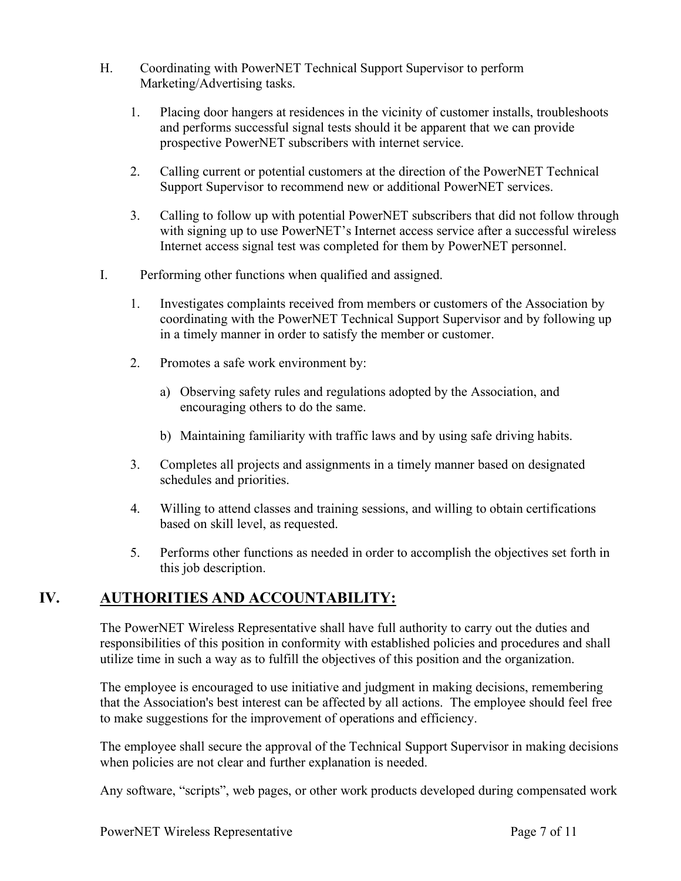H. Coordinating with PowerNET Technical Support Supervisor to perform Marketing/Advertising tasks.

1. Placing door hangers at residences in the vicinity of customer installs, troubleshoots and performs successful signal tests should it be apparent that we can provide prospective PowerNET subscribers with internet service.

2. Calling current or potential customers at the direction of the PowerNET Technical Support Supervisor to recommend new or additional PowerNET services.

3. Calling to follow up with potential PowerNET subscribers that did not follow through with signing up to use PowerNET's Internet access service after a successful wireless Internet access signal test was completed for them by PowerNET personnel.

I. Performing other functions when qualified and assigned.

1. Investigates complaints received from members or customers of the Association by coordinating with the PowerNET Technical Support Supervisor and by following up in a timely manner in order to satisfy the member or customer.

2. Promotes a safe work environment by:

   a) Observing safety rules and regulations adopted by the Association, and encouraging others to do the same.

   b) Maintaining familiarity with traffic laws and by using safe driving habits.

3. Completes all projects and assignments in a timely manner based on designated schedules and priorities.

4. Willing to attend classes and training sessions, and willing to obtain certifications based on skill level, as requested.

5. Performs other functions as needed in order to accomplish the objectives set forth in this job description.

## IV. AUTHORITIES AND ACCOUNTABILITY:

The PowerNET Wireless Representative shall have full authority to carry out the duties and responsibilities of this position in conformity with established policies and procedures and shall utilize time in such a way as to fulfill the objectives of this position and the organization.

The employee is encouraged to use initiative and judgment in making decisions, remembering that the Association's best interest can be affected by all actions. The employee should feel free to make suggestions for the improvement of operations and efficiency.

The employee shall secure the approval of the Technical Support Supervisor in making decisions when policies are not clear and further explanation is needed.

Any software, "scripts", web pages, or other work products developed during compensated work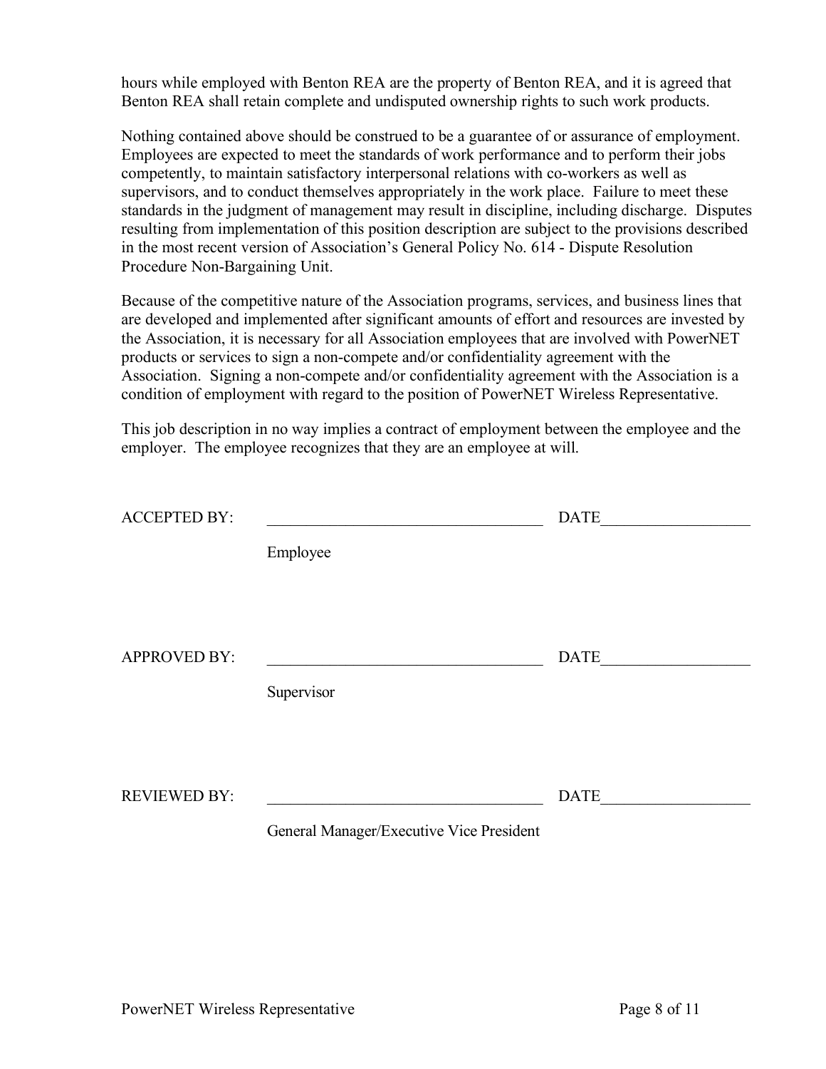hours while employed with Benton REA are the property of Benton REA, and it is agreed that Benton REA shall retain complete and undisputed ownership rights to such work products.

Nothing contained above should be construed to be a guarantee of or assurance of employment. Employees are expected to meet the standards of work performance and to perform their jobs competently, to maintain satisfactory interpersonal relations with co-workers as well as supervisors, and to conduct themselves appropriately in the work place. Failure to meet these standards in the judgment of management may result in discipline, including discharge. Disputes resulting from implementation of this position description are subject to the provisions described in the most recent version of Association's General Policy No. 614 - Dispute Resolution Procedure Non-Bargaining Unit.

Because of the competitive nature of the Association programs, services, and business lines that are developed and implemented after significant amounts of effort and resources are invested by the Association, it is necessary for all Association employees that are involved with PowerNET products or services to sign a non-compete and/or confidentiality agreement with the Association. Signing a non-compete and/or confidentiality agreement with the Association is a condition of employment with regard to the position of PowerNET Wireless Representative.

This job description in no way implies a contract of employment between the employee and the employer. The employee recognizes that they are an employee at will.

ACCEPTED BY: ___________________________________ DATE__________________

Employee

APPROVED BY: ___________________________________ DATE__________________

Supervisor

REVIEWED BY: ___________________________________ DATE__________________

General Manager/Executive Vice President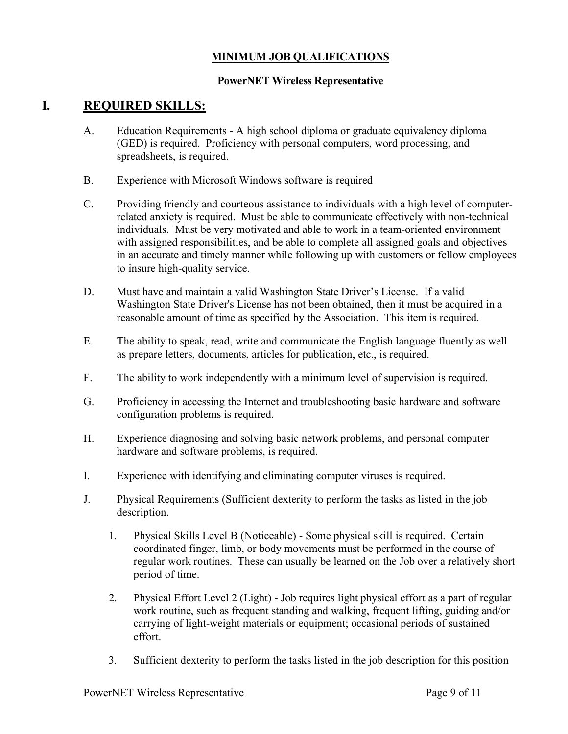**MINIMUM JOB QUALIFICATIONS**

**PowerNET Wireless Representative**

# I. REQUIRED SKILLS:

A. Education Requirements - A high school diploma or graduate equivalency diploma (GED) is required. Proficiency with personal computers, word processing, and spreadsheets, is required.

B. Experience with Microsoft Windows software is required

C. Providing friendly and courteous assistance to individuals with a high level of computer-related anxiety is required. Must be able to communicate effectively with non-technical individuals. Must be very motivated and able to work in a team-oriented environment with assigned responsibilities, and be able to complete all assigned goals and objectives in an accurate and timely manner while following up with customers or fellow employees to insure high-quality service.

D. Must have and maintain a valid Washington State Driver's License. If a valid Washington State Driver's License has not been obtained, then it must be acquired in a reasonable amount of time as specified by the Association. This item is required.

E. The ability to speak, read, write and communicate the English language fluently as well as prepare letters, documents, articles for publication, etc., is required.

F. The ability to work independently with a minimum level of supervision is required.

G. Proficiency in accessing the Internet and troubleshooting basic hardware and software configuration problems is required.

H. Experience diagnosing and solving basic network problems, and personal computer hardware and software problems, is required.

I. Experience with identifying and eliminating computer viruses is required.

J. Physical Requirements (Sufficient dexterity to perform the tasks as listed in the job description.

1. Physical Skills Level B (Noticeable) - Some physical skill is required. Certain coordinated finger, limb, or body movements must be performed in the course of regular work routines. These can usually be learned on the Job over a relatively short period of time.

2. Physical Effort Level 2 (Light) - Job requires light physical effort as a part of regular work routine, such as frequent standing and walking, frequent lifting, guiding and/or carrying of light-weight materials or equipment; occasional periods of sustained effort.

3. Sufficient dexterity to perform the tasks listed in the job description for this position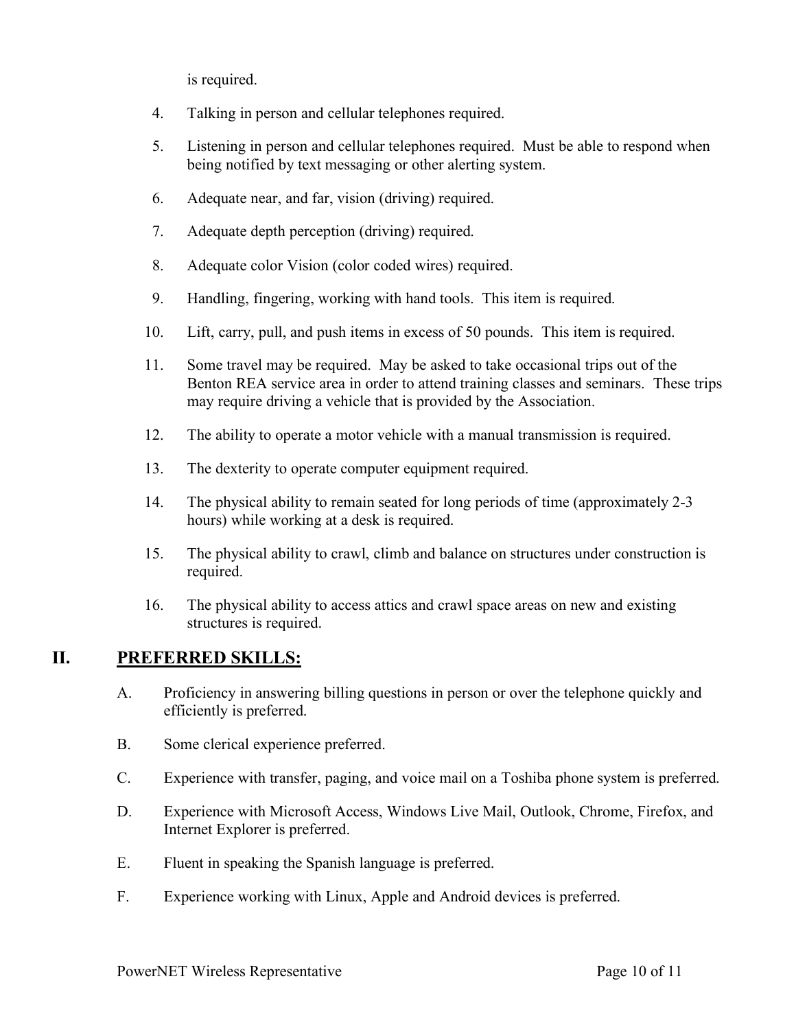is required.

4. Talking in person and cellular telephones required.

5. Listening in person and cellular telephones required. Must be able to respond when being notified by text messaging or other alerting system.

6. Adequate near, and far, vision (driving) required.

7. Adequate depth perception (driving) required.

8. Adequate color Vision (color coded wires) required.

9. Handling, fingering, working with hand tools. This item is required.

10. Lift, carry, pull, and push items in excess of 50 pounds. This item is required.

11. Some travel may be required. May be asked to take occasional trips out of the Benton REA service area in order to attend training classes and seminars. These trips may require driving a vehicle that is provided by the Association.

12. The ability to operate a motor vehicle with a manual transmission is required.

13. The dexterity to operate computer equipment required.

14. The physical ability to remain seated for long periods of time (approximately 2-3 hours) while working at a desk is required.

15. The physical ability to crawl, climb and balance on structures under construction is required.

16. The physical ability to access attics and crawl space areas on new and existing structures is required.

## II. PREFERRED SKILLS:

A. Proficiency in answering billing questions in person or over the telephone quickly and efficiently is preferred.

B. Some clerical experience preferred.

C. Experience with transfer, paging, and voice mail on a Toshiba phone system is preferred.

D. Experience with Microsoft Access, Windows Live Mail, Outlook, Chrome, Firefox, and Internet Explorer is preferred.

E. Fluent in speaking the Spanish language is preferred.

F. Experience working with Linux, Apple and Android devices is preferred.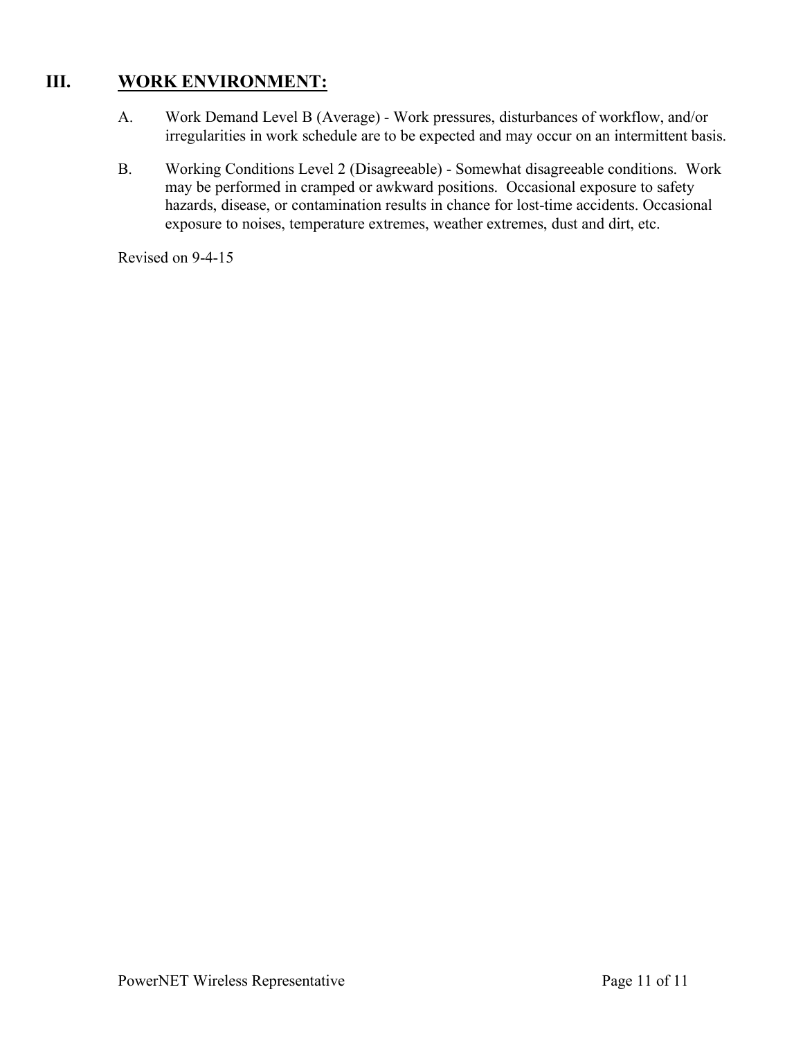## III. WORK ENVIRONMENT:

A. Work Demand Level B (Average) - Work pressures, disturbances of workflow, and/or irregularities in work schedule are to be expected and may occur on an intermittent basis.

B. Working Conditions Level 2 (Disagreeable) - Somewhat disagreeable conditions. Work may be performed in cramped or awkward positions. Occasional exposure to safety hazards, disease, or contamination results in chance for lost-time accidents. Occasional exposure to noises, temperature extremes, weather extremes, dust and dirt, etc.

Revised on 9-4-15